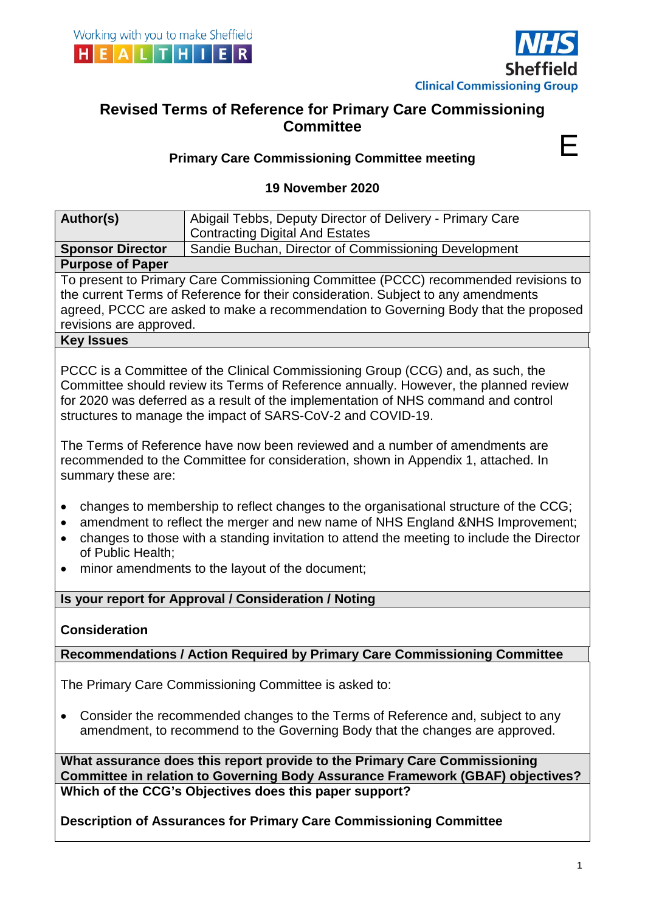Working with you to make Sheffield HEALTHIER

NHS Sheffield Clinical Commissioning Group

# Revised Terms of Reference for Primary Care Commissioning Committee

E

## Primary Care Commissioning Committee meeting

**19 November 2020**

| **Author(s)** | Abigail Tebbs, Deputy Director of Delivery - Primary Care Contracting Digital And Estates |
|---|---|
| **Sponsor Director** | Sandie Buchan, Director of Commissioning Development |

**Purpose of Paper**

To present to Primary Care Commissioning Committee (PCCC) recommended revisions to the current Terms of Reference for their consideration. Subject to any amendments agreed, PCCC are asked to make a recommendation to Governing Body that the proposed revisions are approved.

**Key Issues**

PCCC is a Committee of the Clinical Commissioning Group (CCG) and, as such, the Committee should review its Terms of Reference annually. However, the planned review for 2020 was deferred as a result of the implementation of NHS command and control structures to manage the impact of SARS-CoV-2 and COVID-19.

The Terms of Reference have now been reviewed and a number of amendments are recommended to the Committee for consideration, shown in Appendix 1, attached. In summary these are:

- changes to membership to reflect changes to the organisational structure of the CCG;
- amendment to reflect the merger and new name of NHS England &NHS Improvement;
- changes to those with a standing invitation to attend the meeting to include the Director of Public Health;
- minor amendments to the layout of the document;

**Is your report for Approval / Consideration / Noting**

**Consideration**

**Recommendations / Action Required by Primary Care Commissioning Committee**

The Primary Care Commissioning Committee is asked to:

- Consider the recommended changes to the Terms of Reference and, subject to any amendment, to recommend to the Governing Body that the changes are approved.

**What assurance does this report provide to the Primary Care Commissioning Committee in relation to Governing Body Assurance Framework (GBAF) objectives?**

**Which of the CCG's Objectives does this paper support?**

**Description of Assurances for Primary Care Commissioning Committee**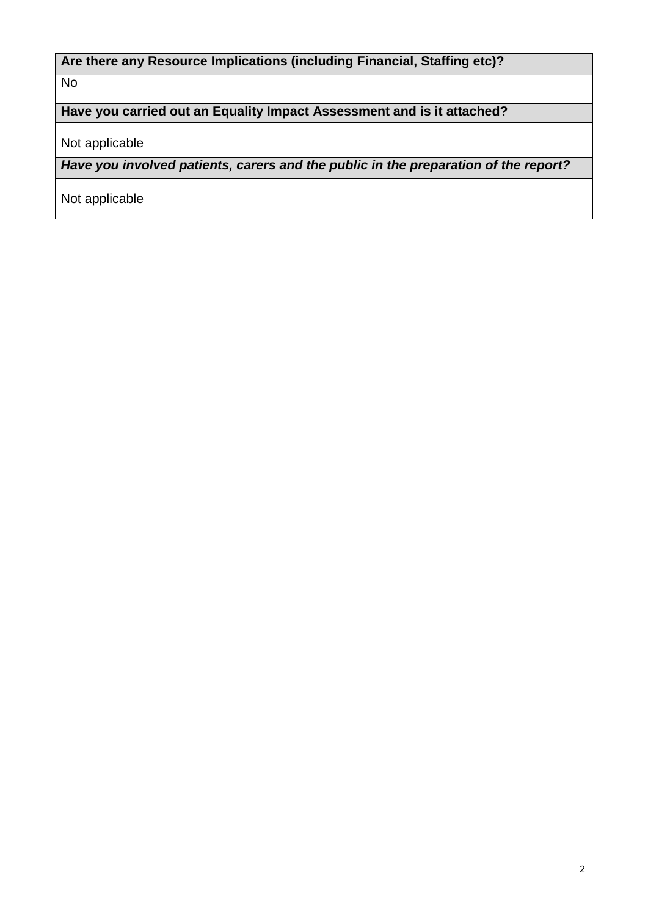| **Are there any Resource Implications (including Financial, Staffing etc)?** |
| --- |
| No |
| **Have you carried out an Equality Impact Assessment and is it attached?** |
| Not applicable |
| ***Have you involved patients, carers and the public in the preparation of the report?*** |
| Not applicable |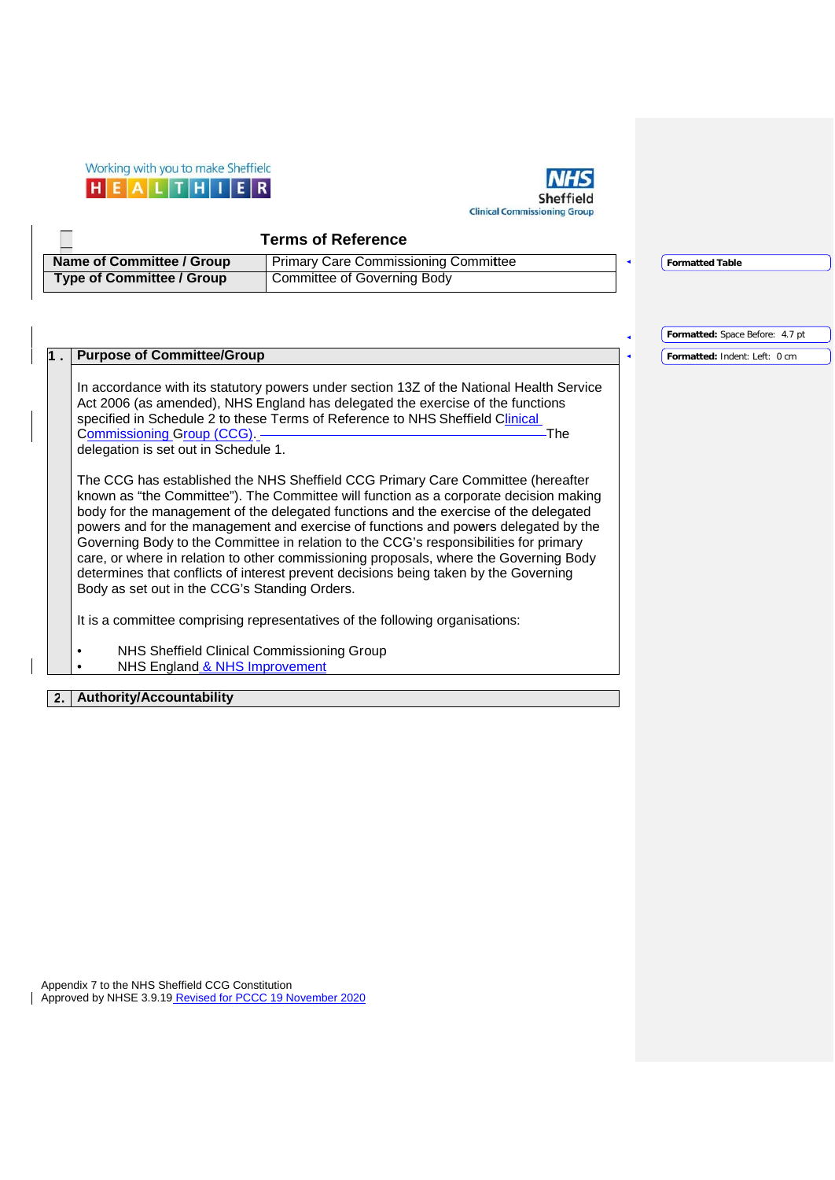## Terms of Reference

| Name of Committee / Group | Primary Care Commissioning Committee |
| --- | --- |
| Type of Committee / Group | Committee of Governing Body |

### 1. Purpose of Committee/Group

In accordance with its statutory powers under section 13Z of the National Health Service Act 2006 (as amended), NHS England has delegated the exercise of the functions specified in Schedule 2 to these Terms of Reference to NHS Sheffield Clinical Commissioning Group (CCG). The delegation is set out in Schedule 1.

The CCG has established the NHS Sheffield CCG Primary Care Committee (hereafter known as "the Committee"). The Committee will function as a corporate decision making body for the management of the delegated functions and the exercise of the delegated powers and for the management and exercise of functions and powers delegated by the Governing Body to the Committee in relation to the CCG's responsibilities for primary care, or where in relation to other commissioning proposals, where the Governing Body determines that conflicts of interest prevent decisions being taken by the Governing Body as set out in the CCG's Standing Orders.

It is a committee comprising representatives of the following organisations:

- NHS Sheffield Clinical Commissioning Group
- NHS England & NHS Improvement

### 2. Authority/Accountability

Appendix 7 to the NHS Sheffield CCG Constitution
Approved by NHSE 3.9.19 Revised for PCCC 19 November 2020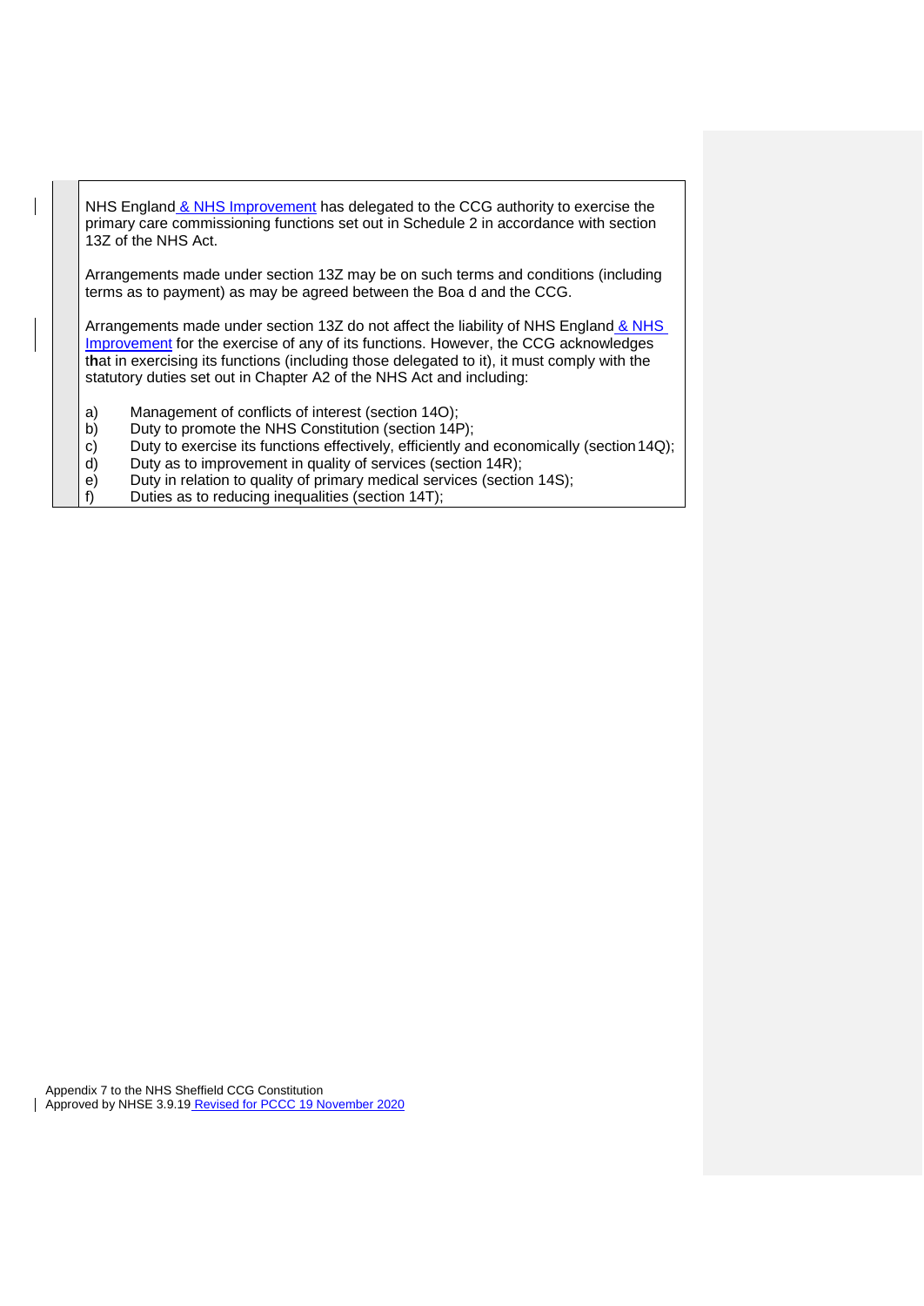NHS England & NHS Improvement has delegated to the CCG authority to exercise the primary care commissioning functions set out in Schedule 2 in accordance with section 13Z of the NHS Act.

Arrangements made under section 13Z may be on such terms and conditions (including terms as to payment) as may be agreed between the Boa d and the CCG.

Arrangements made under section 13Z do not affect the liability of NHS England & NHS Improvement for the exercise of any of its functions. However, the CCG acknowledges that in exercising its functions (including those delegated to it), it must comply with the statutory duties set out in Chapter A2 of the NHS Act and including:

a) Management of conflicts of interest (section 14O);
b) Duty to promote the NHS Constitution (section 14P);
c) Duty to exercise its functions effectively, efficiently and economically (section 14Q);
d) Duty as to improvement in quality of services (section 14R);
e) Duty in relation to quality of primary medical services (section 14S);
f) Duties as to reducing inequalities (section 14T);

Appendix 7 to the NHS Sheffield CCG Constitution
Approved by NHSE 3.9.19 Revised for PCCC 19 November 2020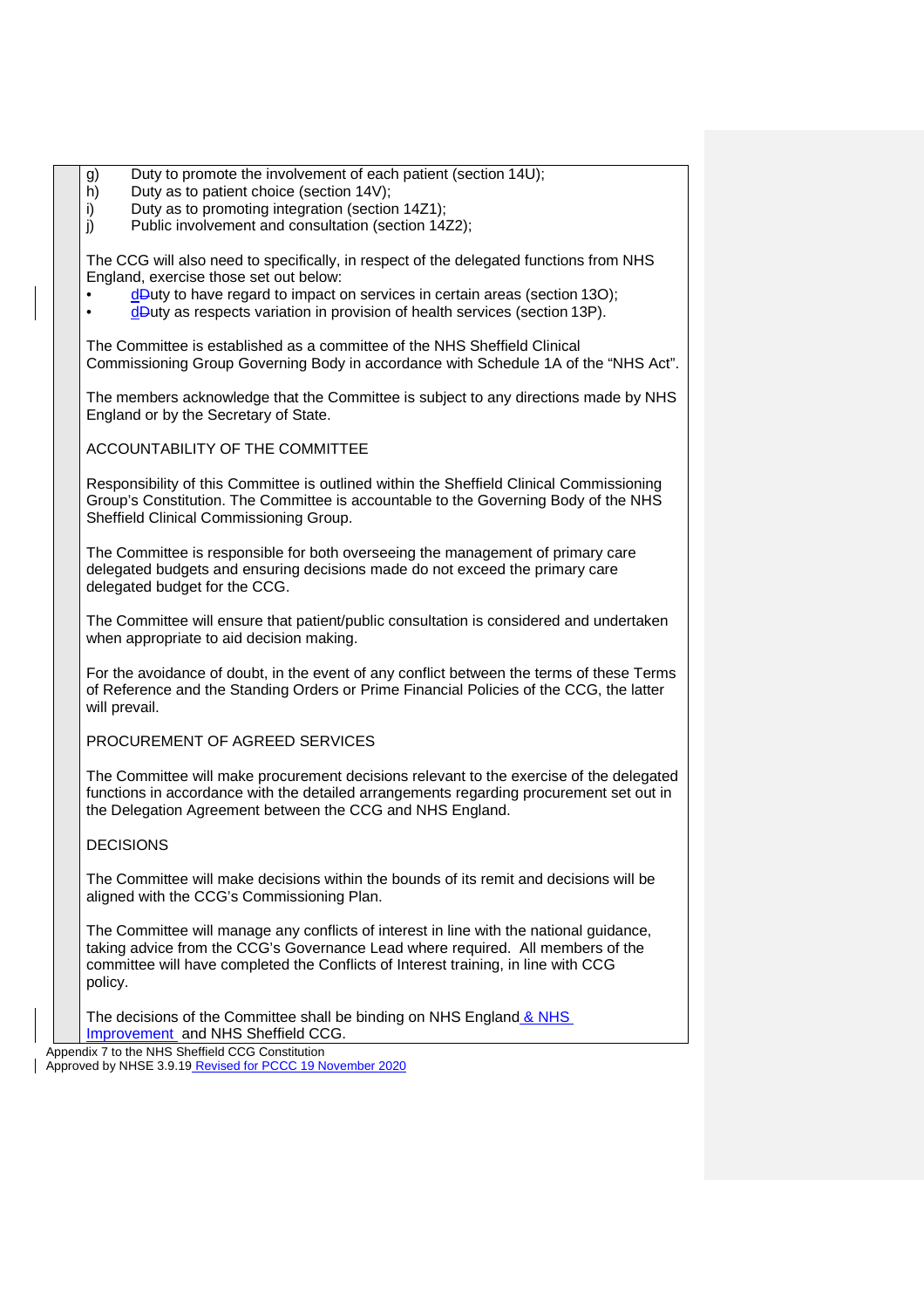g) Duty to promote the involvement of each patient (section 14U);
h) Duty as to patient choice (section 14V);
i) Duty as to promoting integration (section 14Z1);
j) Public involvement and consultation (section 14Z2);

The CCG will also need to specifically, in respect of the delegated functions from NHS England, exercise those set out below:

- dDuty to have regard to impact on services in certain areas (section 13O);
- dDuty as respects variation in provision of health services (section 13P).

The Committee is established as a committee of the NHS Sheffield Clinical Commissioning Group Governing Body in accordance with Schedule 1A of the "NHS Act".

The members acknowledge that the Committee is subject to any directions made by NHS England or by the Secretary of State.

ACCOUNTABILITY OF THE COMMITTEE

Responsibility of this Committee is outlined within the Sheffield Clinical Commissioning Group's Constitution. The Committee is accountable to the Governing Body of the NHS Sheffield Clinical Commissioning Group.

The Committee is responsible for both overseeing the management of primary care delegated budgets and ensuring decisions made do not exceed the primary care delegated budget for the CCG.

The Committee will ensure that patient/public consultation is considered and undertaken when appropriate to aid decision making.

For the avoidance of doubt, in the event of any conflict between the terms of these Terms of Reference and the Standing Orders or Prime Financial Policies of the CCG, the latter will prevail.

PROCUREMENT OF AGREED SERVICES

The Committee will make procurement decisions relevant to the exercise of the delegated functions in accordance with the detailed arrangements regarding procurement set out in the Delegation Agreement between the CCG and NHS England.

DECISIONS

The Committee will make decisions within the bounds of its remit and decisions will be aligned with the CCG's Commissioning Plan.

The Committee will manage any conflicts of interest in line with the national guidance, taking advice from the CCG's Governance Lead where required. All members of the committee will have completed the Conflicts of Interest training, in line with CCG policy.

The decisions of the Committee shall be binding on NHS England & NHS Improvement and NHS Sheffield CCG.

Appendix 7 to the NHS Sheffield CCG Constitution
Approved by NHSE 3.9.19 Revised for PCCC 19 November 2020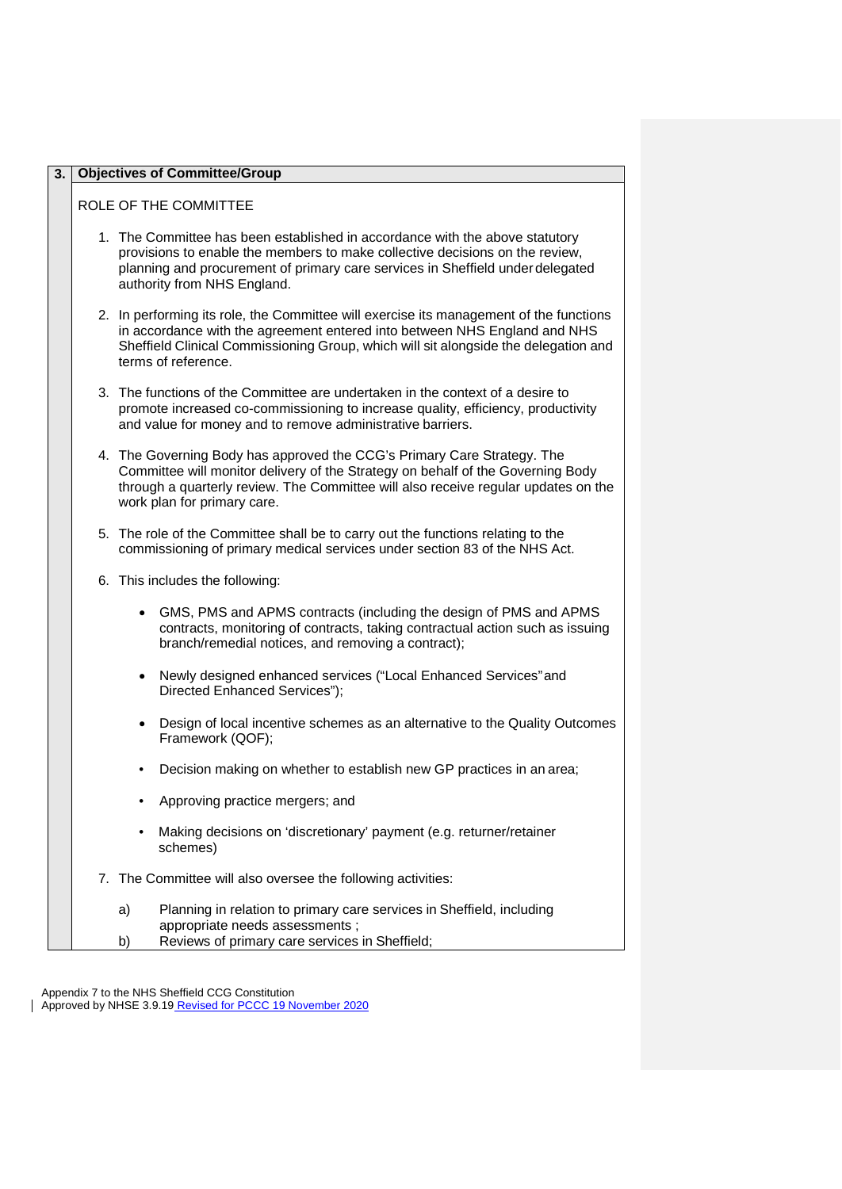## 3. Objectives of Committee/Group

ROLE OF THE COMMITTEE

1. The Committee has been established in accordance with the above statutory provisions to enable the members to make collective decisions on the review, planning and procurement of primary care services in Sheffield under delegated authority from NHS England.

2. In performing its role, the Committee will exercise its management of the functions in accordance with the agreement entered into between NHS England and NHS Sheffield Clinical Commissioning Group, which will sit alongside the delegation and terms of reference.

3. The functions of the Committee are undertaken in the context of a desire to promote increased co-commissioning to increase quality, efficiency, productivity and value for money and to remove administrative barriers.

4. The Governing Body has approved the CCG's Primary Care Strategy. The Committee will monitor delivery of the Strategy on behalf of the Governing Body through a quarterly review. The Committee will also receive regular updates on the work plan for primary care.

5. The role of the Committee shall be to carry out the functions relating to the commissioning of primary medical services under section 83 of the NHS Act.

6. This includes the following:

   - GMS, PMS and APMS contracts (including the design of PMS and APMS contracts, monitoring of contracts, taking contractual action such as issuing branch/remedial notices, and removing a contract);
   - Newly designed enhanced services ("Local Enhanced Services" and Directed Enhanced Services");
   - Design of local incentive schemes as an alternative to the Quality Outcomes Framework (QOF);
   - Decision making on whether to establish new GP practices in an area;
   - Approving practice mergers; and
   - Making decisions on 'discretionary' payment (e.g. returner/retainer schemes)

7. The Committee will also oversee the following activities:

   a) Planning in relation to primary care services in Sheffield, including appropriate needs assessments ;
   b) Reviews of primary care services in Sheffield;

Appendix 7 to the NHS Sheffield CCG Constitution
Approved by NHSE 3.9.19 Revised for PCCC 19 November 2020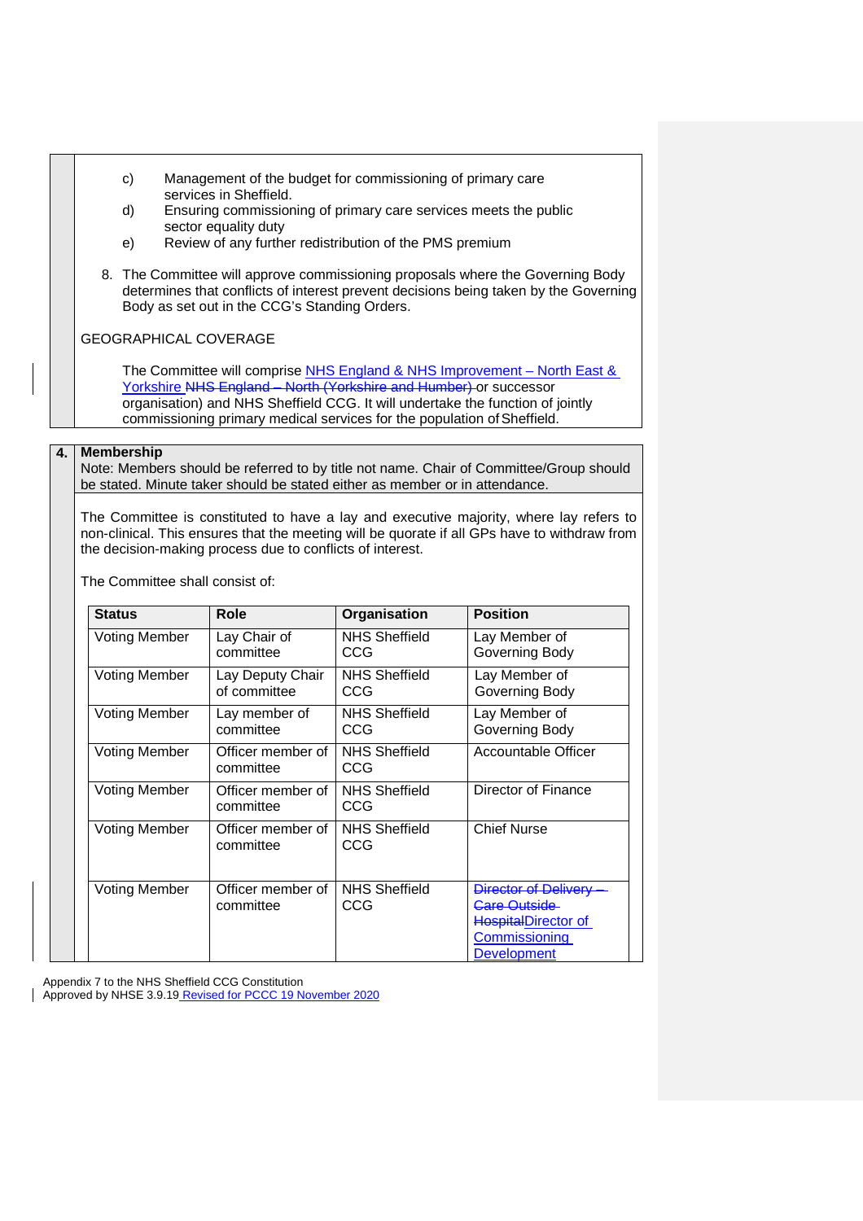c) Management of the budget for commissioning of primary care services in Sheffield.

d) Ensuring commissioning of primary care services meets the public sector equality duty

e) Review of any further redistribution of the PMS premium

8. The Committee will approve commissioning proposals where the Governing Body determines that conflicts of interest prevent decisions being taken by the Governing Body as set out in the CCG's Standing Orders.

GEOGRAPHICAL COVERAGE

The Committee will comprise NHS England & NHS Improvement – North East & Yorkshire ~~NHS England – North (Yorkshire and Humber)~~ or successor organisation) and NHS Sheffield CCG. It will undertake the function of jointly commissioning primary medical services for the population of Sheffield.

## 4. Membership

Note: Members should be referred to by title not name. Chair of Committee/Group should be stated. Minute taker should be stated either as member or in attendance.

The Committee is constituted to have a lay and executive majority, where lay refers to non-clinical. This ensures that the meeting will be quorate if all GPs have to withdraw from the decision-making process due to conflicts of interest.

The Committee shall consist of:

| Status | Role | Organisation | Position |
|---|---|---|---|
| Voting Member | Lay Chair of committee | NHS Sheffield CCG | Lay Member of Governing Body |
| Voting Member | Lay Deputy Chair of committee | NHS Sheffield CCG | Lay Member of Governing Body |
| Voting Member | Lay member of committee | NHS Sheffield CCG | Lay Member of Governing Body |
| Voting Member | Officer member of committee | NHS Sheffield CCG | Accountable Officer |
| Voting Member | Officer member of committee | NHS Sheffield CCG | Director of Finance |
| Voting Member | Officer member of committee | NHS Sheffield CCG | Chief Nurse |
| Voting Member | Officer member of committee | NHS Sheffield CCG | ~~Director of Delivery – Care Outside Hospital~~Director of Commissioning Development |

Appendix 7 to the NHS Sheffield CCG Constitution
Approved by NHSE 3.9.19 Revised for PCCC 19 November 2020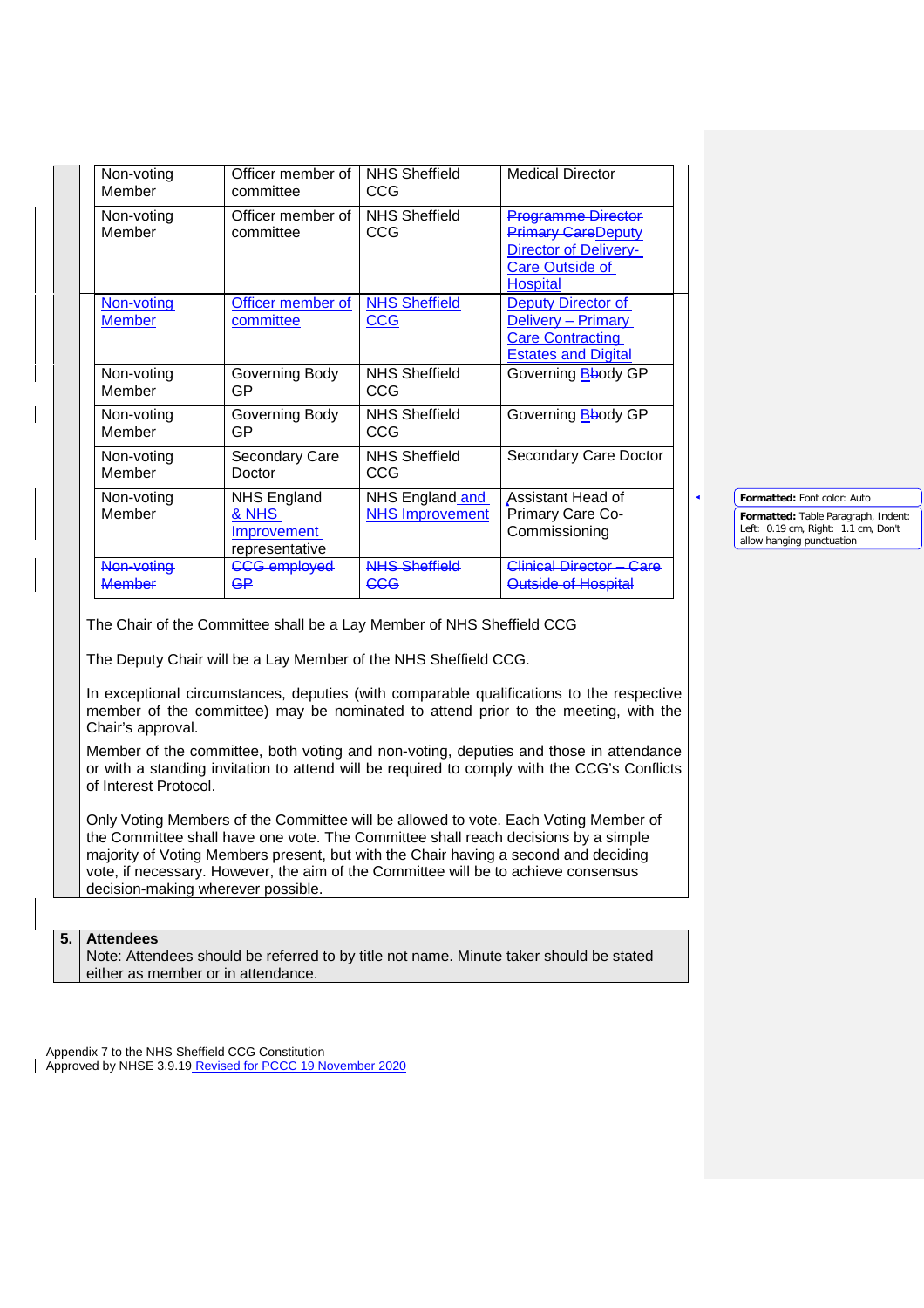| | | | |
|---|---|---|---|
| Non-voting Member | Officer member of committee | NHS Sheffield CCG | Medical Director |
| Non-voting Member | Officer member of committee | NHS Sheffield CCG | ~~Programme Director Primary Care~~Deputy Director of Delivery- Care Outside of Hospital |
| Non-voting Member | Officer member of committee | NHS Sheffield CCG | Deputy Director of Delivery – Primary Care Contracting Estates and Digital |
| Non-voting Member | Governing Body GP | NHS Sheffield CCG | Governing B~~b~~ody GP |
| Non-voting Member | Governing Body GP | NHS Sheffield CCG | Governing B~~b~~ody GP |
| Non-voting Member | Secondary Care Doctor | NHS Sheffield CCG | Secondary Care Doctor |
| Non-voting Member | NHS England & NHS Improvement representative | NHS England and NHS Improvement | Assistant Head of Primary Care Co-Commissioning |
| ~~Non-voting Member~~ | ~~CCG employed GP~~ | ~~NHS Sheffield CCG~~ | ~~Clinical Director – Care Outside of Hospital~~ |

The Chair of the Committee shall be a Lay Member of NHS Sheffield CCG

The Deputy Chair will be a Lay Member of the NHS Sheffield CCG.

In exceptional circumstances, deputies (with comparable qualifications to the respective member of the committee) may be nominated to attend prior to the meeting, with the Chair's approval.

Member of the committee, both voting and non-voting, deputies and those in attendance or with a standing invitation to attend will be required to comply with the CCG's Conflicts of Interest Protocol.

Only Voting Members of the Committee will be allowed to vote. Each Voting Member of the Committee shall have one vote. The Committee shall reach decisions by a simple majority of Voting Members present, but with the Chair having a second and deciding vote, if necessary. However, the aim of the Committee will be to achieve consensus decision-making wherever possible.

**5. Attendees**

Note: Attendees should be referred to by title not name. Minute taker should be stated either as member or in attendance.

Appendix 7 to the NHS Sheffield CCG Constitution
Approved by NHSE 3.9.19 Revised for PCCC 19 November 2020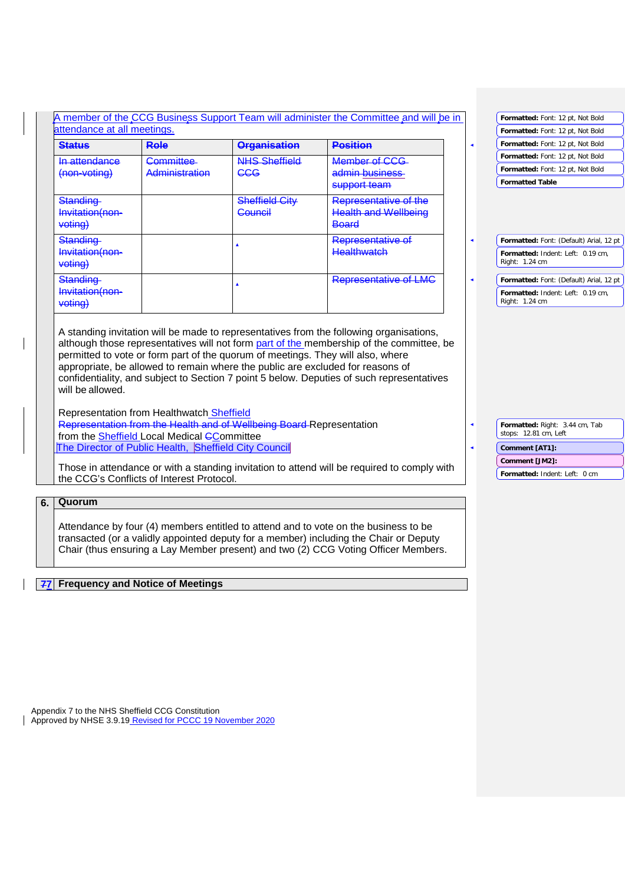A member of the CCG Business Support Team will administer the Committee and will be in attendance at all meetings.

| Status | Role | Organisation | Position |
|---|---|---|---|
| In attendance (non-voting) | Committee Administration | NHS Sheffield CCG | Member of CCG admin business support team |
| Standing Invitation(non-voting) | | Sheffield City Council | Representative of the Health and Wellbeing Board |
| Standing Invitation(non-voting) | | | Representative of Healthwatch |
| Standing Invitation(non-voting) | | | Representative of LMC |

A standing invitation will be made to representatives from the following organisations, although those representatives will not form part of the membership of the committee, be permitted to vote or form part of the quorum of meetings. They will also, where appropriate, be allowed to remain where the public are excluded for reasons of confidentiality, and subject to Section 7 point 5 below. Deputies of such representatives will be allowed.

Representation from Healthwatch Sheffield
Representation from the Health and of Wellbeing Board Representation from the Sheffield Local Medical CCommittee
The Director of Public Health, Sheffield City Council

Those in attendance or with a standing invitation to attend will be required to comply with the CCG's Conflicts of Interest Protocol.

## 6. Quorum

Attendance by four (4) members entitled to attend and to vote on the business to be transacted (or a validly appointed deputy for a member) including the Chair or Deputy Chair (thus ensuring a Lay Member present) and two (2) CCG Voting Officer Members.

## 77 Frequency and Notice of Meetings

Appendix 7 to the NHS Sheffield CCG Constitution
Approved by NHSE 3.9.19 Revised for PCCC 19 November 2020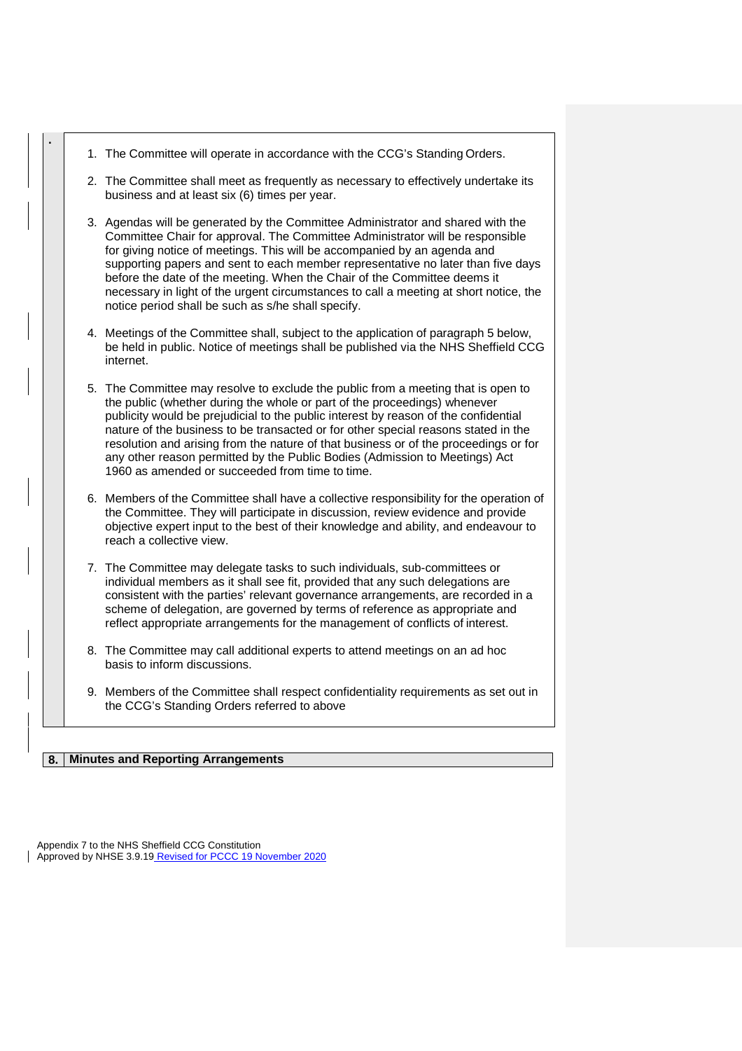1. The Committee will operate in accordance with the CCG's Standing Orders.

2. The Committee shall meet as frequently as necessary to effectively undertake its business and at least six (6) times per year.

3. Agendas will be generated by the Committee Administrator and shared with the Committee Chair for approval. The Committee Administrator will be responsible for giving notice of meetings. This will be accompanied by an agenda and supporting papers and sent to each member representative no later than five days before the date of the meeting. When the Chair of the Committee deems it necessary in light of the urgent circumstances to call a meeting at short notice, the notice period shall be such as s/he shall specify.

4. Meetings of the Committee shall, subject to the application of paragraph 5 below, be held in public. Notice of meetings shall be published via the NHS Sheffield CCG internet.

5. The Committee may resolve to exclude the public from a meeting that is open to the public (whether during the whole or part of the proceedings) whenever publicity would be prejudicial to the public interest by reason of the confidential nature of the business to be transacted or for other special reasons stated in the resolution and arising from the nature of that business or of the proceedings or for any other reason permitted by the Public Bodies (Admission to Meetings) Act 1960 as amended or succeeded from time to time.

6. Members of the Committee shall have a collective responsibility for the operation of the Committee. They will participate in discussion, review evidence and provide objective expert input to the best of their knowledge and ability, and endeavour to reach a collective view.

7. The Committee may delegate tasks to such individuals, sub-committees or individual members as it shall see fit, provided that any such delegations are consistent with the parties' relevant governance arrangements, are recorded in a scheme of delegation, are governed by terms of reference as appropriate and reflect appropriate arrangements for the management of conflicts of interest.

8. The Committee may call additional experts to attend meetings on an ad hoc basis to inform discussions.

9. Members of the Committee shall respect confidentiality requirements as set out in the CCG's Standing Orders referred to above

## 8. Minutes and Reporting Arrangements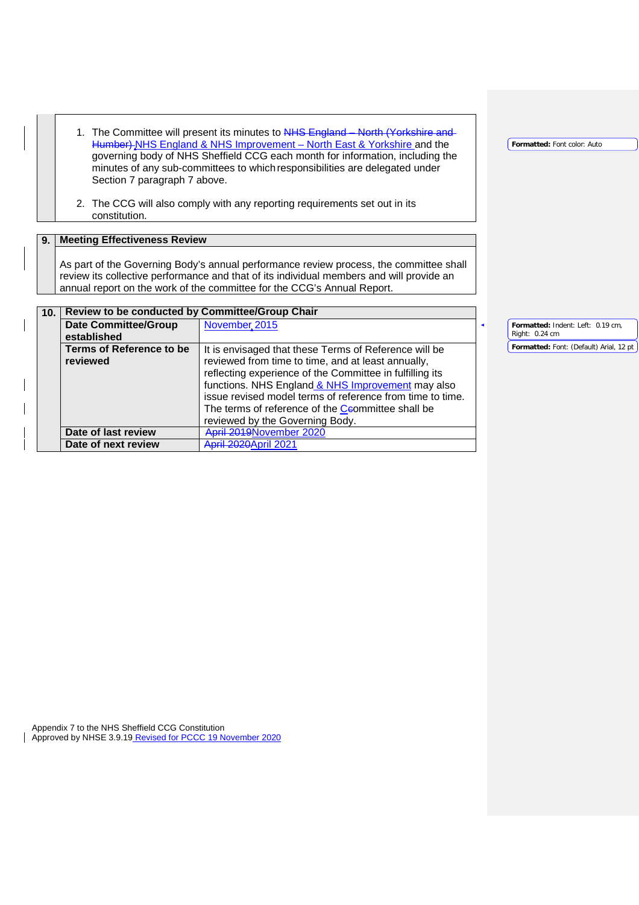1. The Committee will present its minutes to ~~NHS England – North (Yorkshire and Humber)~~ NHS England & NHS Improvement – North East & Yorkshire and the governing body of NHS Sheffield CCG each month for information, including the minutes of any sub-committees to which responsibilities are delegated under Section 7 paragraph 7 above.

2. The CCG will also comply with any reporting requirements set out in its constitution.

| 9. | Meeting Effectiveness Review |
|---|---|
| | As part of the Governing Body's annual performance review process, the committee shall review its collective performance and that of its individual members and will provide an annual report on the work of the committee for the CCG's Annual Report. |

| 10. | Review to be conducted by Committee/Group Chair | |
|---|---|---|
| | **Date Committee/Group established** | November, 2015 |
| | **Terms of Reference to be reviewed** | It is envisaged that these Terms of Reference will be reviewed from time to time, and at least annually, reflecting experience of the Committee in fulfilling its functions. NHS England & NHS Improvement may also issue revised model terms of reference from time to time. The terms of reference of the Ccommittee shall be reviewed by the Governing Body. |
| | **Date of last review** | ~~April 2019~~ November 2020 |
| | **Date of next review** | ~~April 2020~~ April 2021 |

Appendix 7 to the NHS Sheffield CCG Constitution
Approved by NHSE 3.9.19 Revised for PCCC 19 November 2020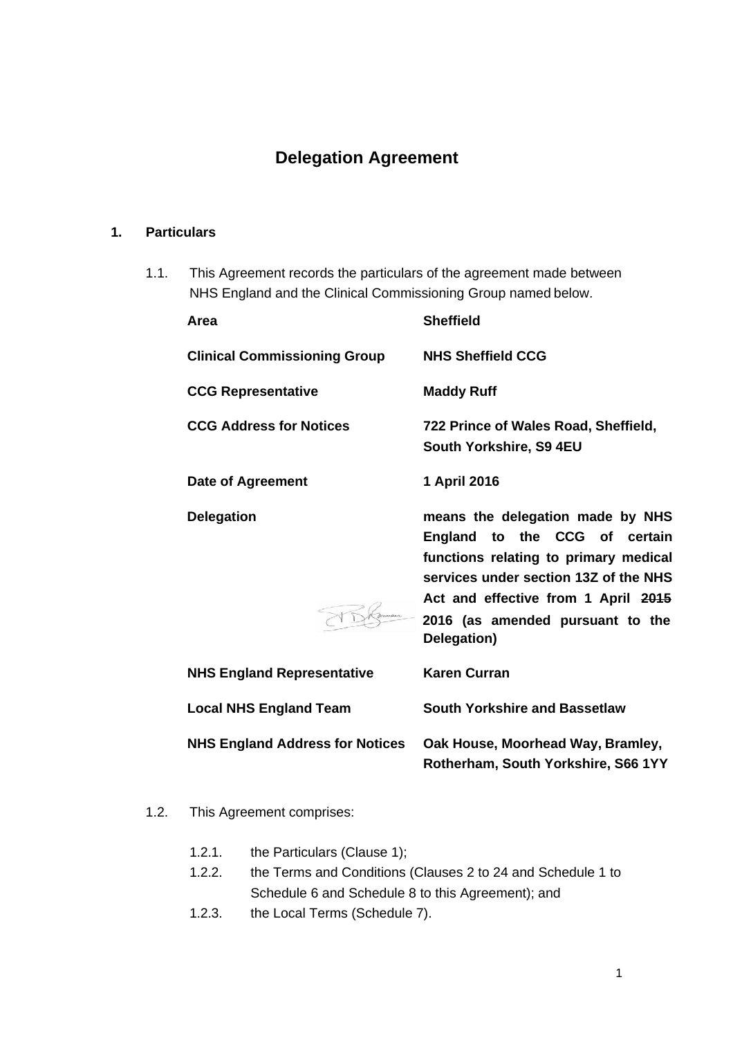# Delegation Agreement

## 1. Particulars

1.1. This Agreement records the particulars of the agreement made between NHS England and the Clinical Commissioning Group named below.

| | |
|---|---|
| **Area** | **Sheffield** |
| **Clinical Commissioning Group** | **NHS Sheffield CCG** |
| **CCG Representative** | **Maddy Ruff** |
| **CCG Address for Notices** | **722 Prince of Wales Road, Sheffield, South Yorkshire, S9 4EU** |
| **Date of Agreement** | **1 April 2016** |
| **Delegation** | **means the delegation made by NHS England to the CCG of certain functions relating to primary medical services under section 13Z of the NHS Act and effective from 1 April ~~2015~~ 2016 (as amended pursuant to the Delegation)** |
| **NHS England Representative** | **Karen Curran** |
| **Local NHS England Team** | **South Yorkshire and Bassetlaw** |
| **NHS England Address for Notices** | **Oak House, Moorhead Way, Bramley, Rotherham, South Yorkshire, S66 1YY** |

1.2. This Agreement comprises:

1.2.1. the Particulars (Clause 1);

1.2.2. the Terms and Conditions (Clauses 2 to 24 and Schedule 1 to Schedule 6 and Schedule 8 to this Agreement); and

1.2.3. the Local Terms (Schedule 7).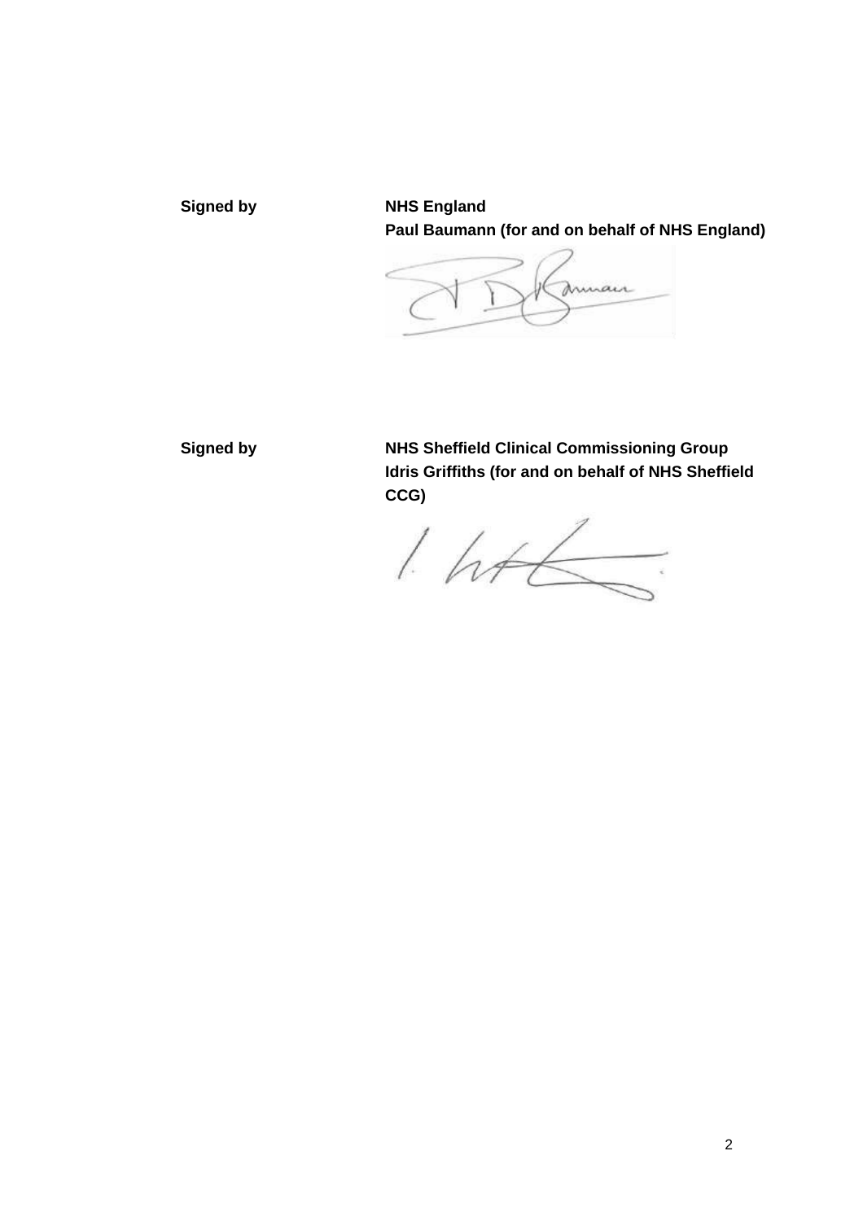**Signed by** **NHS England**
**Paul Baumann (for and on behalf of NHS England)**

**Signed by** **NHS Sheffield Clinical Commissioning Group**
**Idris Griffiths (for and on behalf of NHS Sheffield CCG)**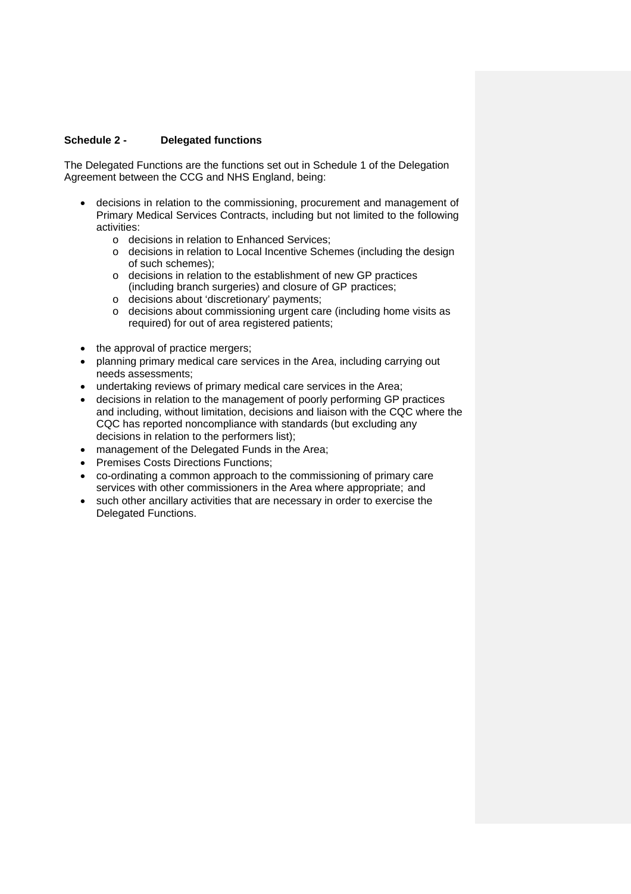## Schedule 2 - Delegated functions

The Delegated Functions are the functions set out in Schedule 1 of the Delegation Agreement between the CCG and NHS England, being:

- decisions in relation to the commissioning, procurement and management of Primary Medical Services Contracts, including but not limited to the following activities:
    - decisions in relation to Enhanced Services;
    - decisions in relation to Local Incentive Schemes (including the design of such schemes);
    - decisions in relation to the establishment of new GP practices (including branch surgeries) and closure of GP practices;
    - decisions about 'discretionary' payments;
    - decisions about commissioning urgent care (including home visits as required) for out of area registered patients;
- the approval of practice mergers;
- planning primary medical care services in the Area, including carrying out needs assessments;
- undertaking reviews of primary medical care services in the Area;
- decisions in relation to the management of poorly performing GP practices and including, without limitation, decisions and liaison with the CQC where the CQC has reported noncompliance with standards (but excluding any decisions in relation to the performers list);
- management of the Delegated Funds in the Area;
- Premises Costs Directions Functions;
- co-ordinating a common approach to the commissioning of primary care services with other commissioners in the Area where appropriate; and
- such other ancillary activities that are necessary in order to exercise the Delegated Functions.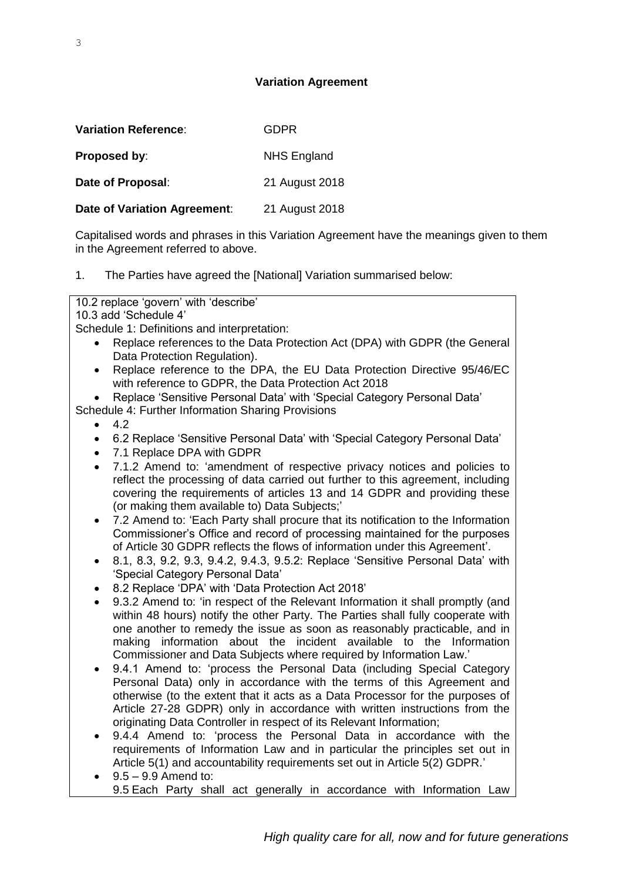**Variation Agreement**

**Variation Reference**: GDPR

**Proposed by**: NHS England

**Date of Proposal**: 21 August 2018

**Date of Variation Agreement**: 21 August 2018

Capitalised words and phrases in this Variation Agreement have the meanings given to them in the Agreement referred to above.

1. The Parties have agreed the [National] Variation summarised below:

10.2 replace 'govern' with 'describe'
10.3 add 'Schedule 4'
Schedule 1: Definitions and interpretation:

- Replace references to the Data Protection Act (DPA) with GDPR (the General Data Protection Regulation).
- Replace reference to the DPA, the EU Data Protection Directive 95/46/EC with reference to GDPR, the Data Protection Act 2018
- Replace 'Sensitive Personal Data' with 'Special Category Personal Data'

Schedule 4: Further Information Sharing Provisions

- 4.2
- 6.2 Replace 'Sensitive Personal Data' with 'Special Category Personal Data'
- 7.1 Replace DPA with GDPR
- 7.1.2 Amend to: 'amendment of respective privacy notices and policies to reflect the processing of data carried out further to this agreement, including covering the requirements of articles 13 and 14 GDPR and providing these (or making them available to) Data Subjects;'
- 7.2 Amend to: 'Each Party shall procure that its notification to the Information Commissioner's Office and record of processing maintained for the purposes of Article 30 GDPR reflects the flows of information under this Agreement'.
- 8.1, 8.3, 9.2, 9.3, 9.4.2, 9.4.3, 9.5.2: Replace 'Sensitive Personal Data' with 'Special Category Personal Data'
- 8.2 Replace 'DPA' with 'Data Protection Act 2018'
- 9.3.2 Amend to: 'in respect of the Relevant Information it shall promptly (and within 48 hours) notify the other Party. The Parties shall fully cooperate with one another to remedy the issue as soon as reasonably practicable, and in making information about the incident available to the Information Commissioner and Data Subjects where required by Information Law.'
- 9.4.1 Amend to: 'process the Personal Data (including Special Category Personal Data) only in accordance with the terms of this Agreement and otherwise (to the extent that it acts as a Data Processor for the purposes of Article 27-28 GDPR) only in accordance with written instructions from the originating Data Controller in respect of its Relevant Information;
- 9.4.4 Amend to: 'process the Personal Data in accordance with the requirements of Information Law and in particular the principles set out in Article 5(1) and accountability requirements set out in Article 5(2) GDPR.'
- 9.5 – 9.9 Amend to:
  9.5 Each Party shall act generally in accordance with Information Law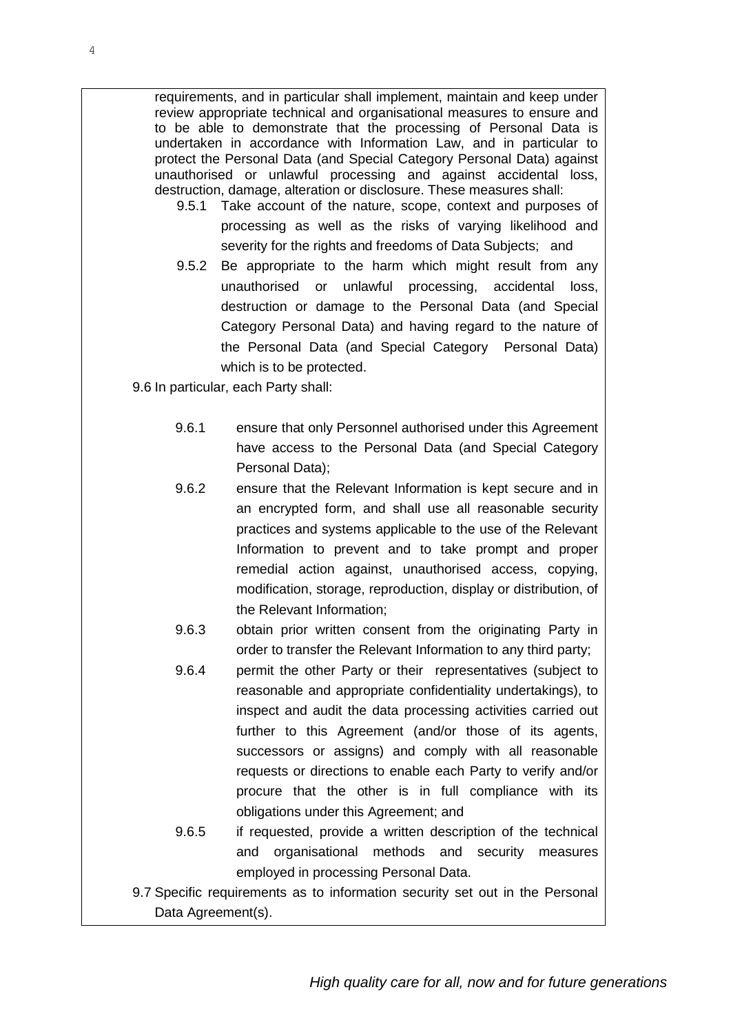requirements, and in particular shall implement, maintain and keep under review appropriate technical and organisational measures to ensure and to be able to demonstrate that the processing of Personal Data is undertaken in accordance with Information Law, and in particular to protect the Personal Data (and Special Category Personal Data) against unauthorised or unlawful processing and against accidental loss, destruction, damage, alteration or disclosure. These measures shall:

- 9.5.1 Take account of the nature, scope, context and purposes of processing as well as the risks of varying likelihood and severity for the rights and freedoms of Data Subjects; and
- 9.5.2 Be appropriate to the harm which might result from any unauthorised or unlawful processing, accidental loss, destruction or damage to the Personal Data (and Special Category Personal Data) and having regard to the nature of the Personal Data (and Special Category Personal Data) which is to be protected.

9.6 In particular, each Party shall:

- 9.6.1 ensure that only Personnel authorised under this Agreement have access to the Personal Data (and Special Category Personal Data);
- 9.6.2 ensure that the Relevant Information is kept secure and in an encrypted form, and shall use all reasonable security practices and systems applicable to the use of the Relevant Information to prevent and to take prompt and proper remedial action against, unauthorised access, copying, modification, storage, reproduction, display or distribution, of the Relevant Information;
- 9.6.3 obtain prior written consent from the originating Party in order to transfer the Relevant Information to any third party;
- 9.6.4 permit the other Party or their representatives (subject to reasonable and appropriate confidentiality undertakings), to inspect and audit the data processing activities carried out further to this Agreement (and/or those of its agents, successors or assigns) and comply with all reasonable requests or directions to enable each Party to verify and/or procure that the other is in full compliance with its obligations under this Agreement; and
- 9.6.5 if requested, provide a written description of the technical and organisational methods and security measures employed in processing Personal Data.

9.7 Specific requirements as to information security set out in the Personal Data Agreement(s).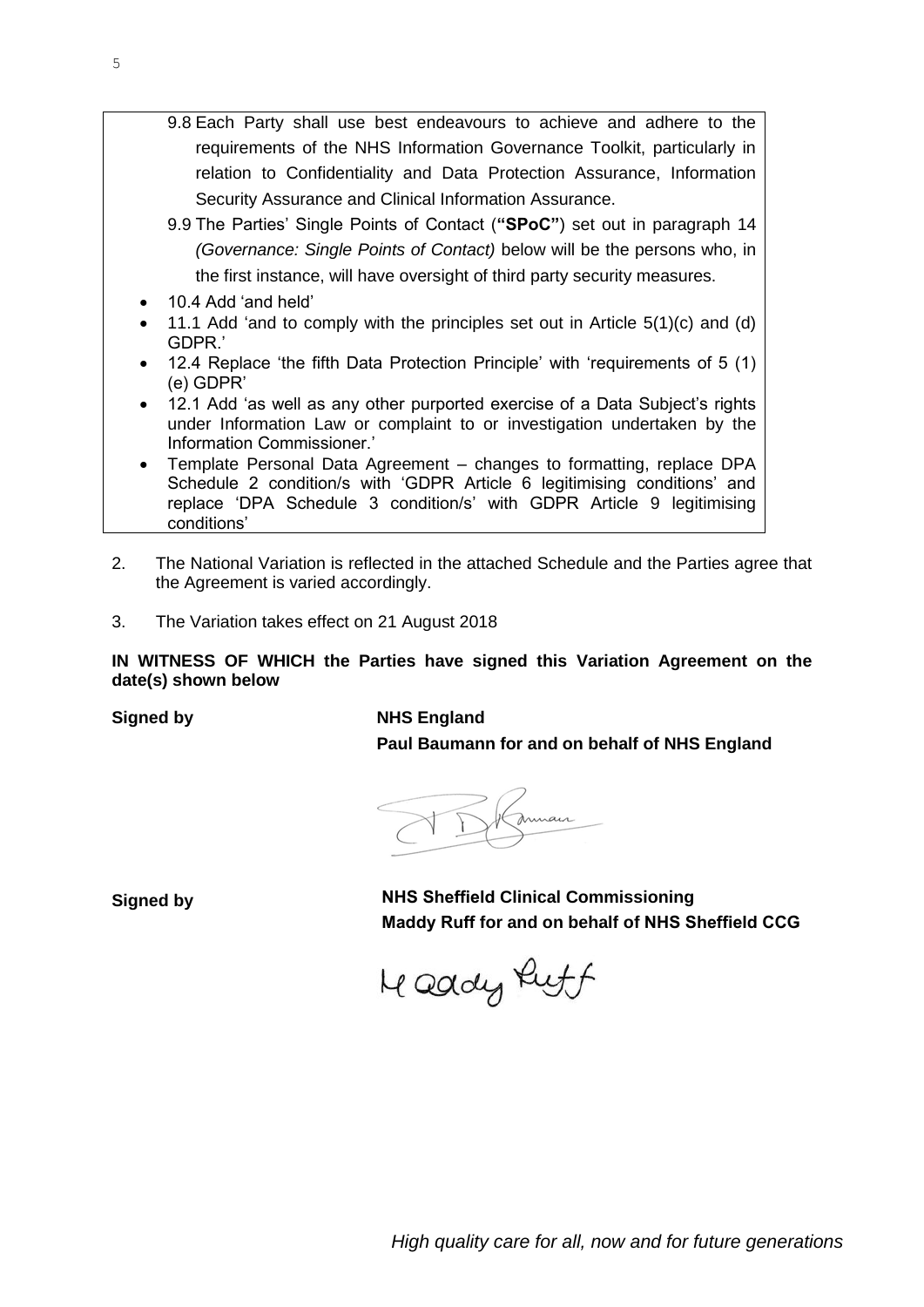9.8 Each Party shall use best endeavours to achieve and adhere to the requirements of the NHS Information Governance Toolkit, particularly in relation to Confidentiality and Data Protection Assurance, Information Security Assurance and Clinical Information Assurance.

9.9 The Parties' Single Points of Contact (**"SPoC"**) set out in paragraph 14 *(Governance: Single Points of Contact)* below will be the persons who, in the first instance, will have oversight of third party security measures.

- 10.4 Add 'and held'
- 11.1 Add 'and to comply with the principles set out in Article 5(1)(c) and (d) GDPR.'
- 12.4 Replace 'the fifth Data Protection Principle' with 'requirements of 5 (1) (e) GDPR'
- 12.1 Add 'as well as any other purported exercise of a Data Subject's rights under Information Law or complaint to or investigation undertaken by the Information Commissioner.'
- Template Personal Data Agreement – changes to formatting, replace DPA Schedule 2 condition/s with 'GDPR Article 6 legitimising conditions' and replace 'DPA Schedule 3 condition/s' with GDPR Article 9 legitimising conditions'

2. The National Variation is reflected in the attached Schedule and the Parties agree that the Agreement is varied accordingly.

3. The Variation takes effect on 21 August 2018

**IN WITNESS OF WHICH the Parties have signed this Variation Agreement on the date(s) shown below**

**Signed by** **NHS England**

**Paul Baumann for and on behalf of NHS England**

**Signed by** **NHS Sheffield Clinical Commissioning**

**Maddy Ruff for and on behalf of NHS Sheffield CCG**

*High quality care for all, now and for future generations*